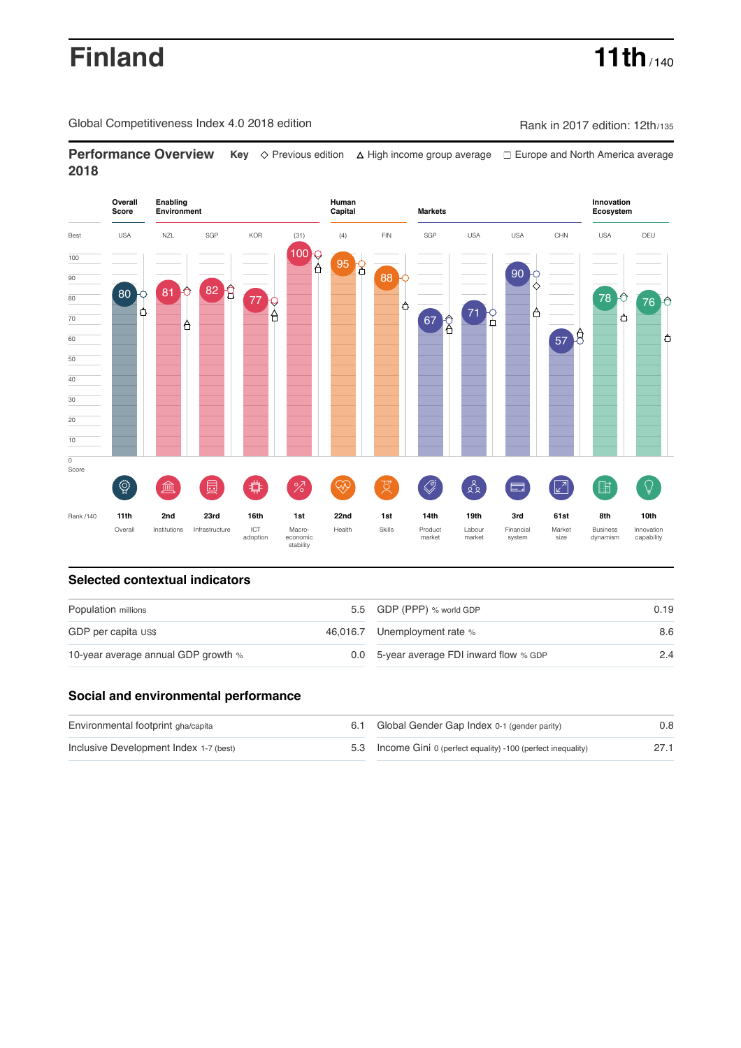# Finland

**11th** / 140

Global Competitiveness Index 4.0 2018 edition

Rank in 2017 edition: 12th/135

## Performance Overview 2018

**Key** ◇ Previous edition △ High income group average □ Europe and North America average

Overall Score | Enabling Environment | Human Capital | Markets | Innovation Ecosystem

Best: USA, NZL, SGP, KOR, (31), (4), FIN, SGP, USA, USA, CHN, USA, DEU

Score: 80, 81, 82, 77, 100, 95, 88, 67, 71, 90, 57, 78, 76

Rank /140:
- 11th Overall
- 2nd Institutions
- 23rd Infrastructure
- 16th ICT adoption
- 1st Macro-economic stability
- 22nd Health
- 1st Skills
- 14th Product market
- 19th Labour market
- 3rd Financial system
- 61st Market size
- 8th Business dynamism
- 10th Innovation capability

## Selected contextual indicators

| | | | |
|---|---|---|---|
| Population millions | 5.5 | GDP (PPP) % world GDP | 0.19 |
| GDP per capita US$ | 46,016.7 | Unemployment rate % | 8.6 |
| 10-year average annual GDP growth % | 0.0 | 5-year average FDI inward flow % GDP | 2.4 |

## Social and environmental performance

| | | | |
|---|---|---|---|
| Environmental footprint gha/capita | 6.1 | Global Gender Gap Index 0-1 (gender parity) | 0.8 |
| Inclusive Development Index 1-7 (best) | 5.3 | Income Gini 0 (perfect equality) -100 (perfect inequality) | 27.1 |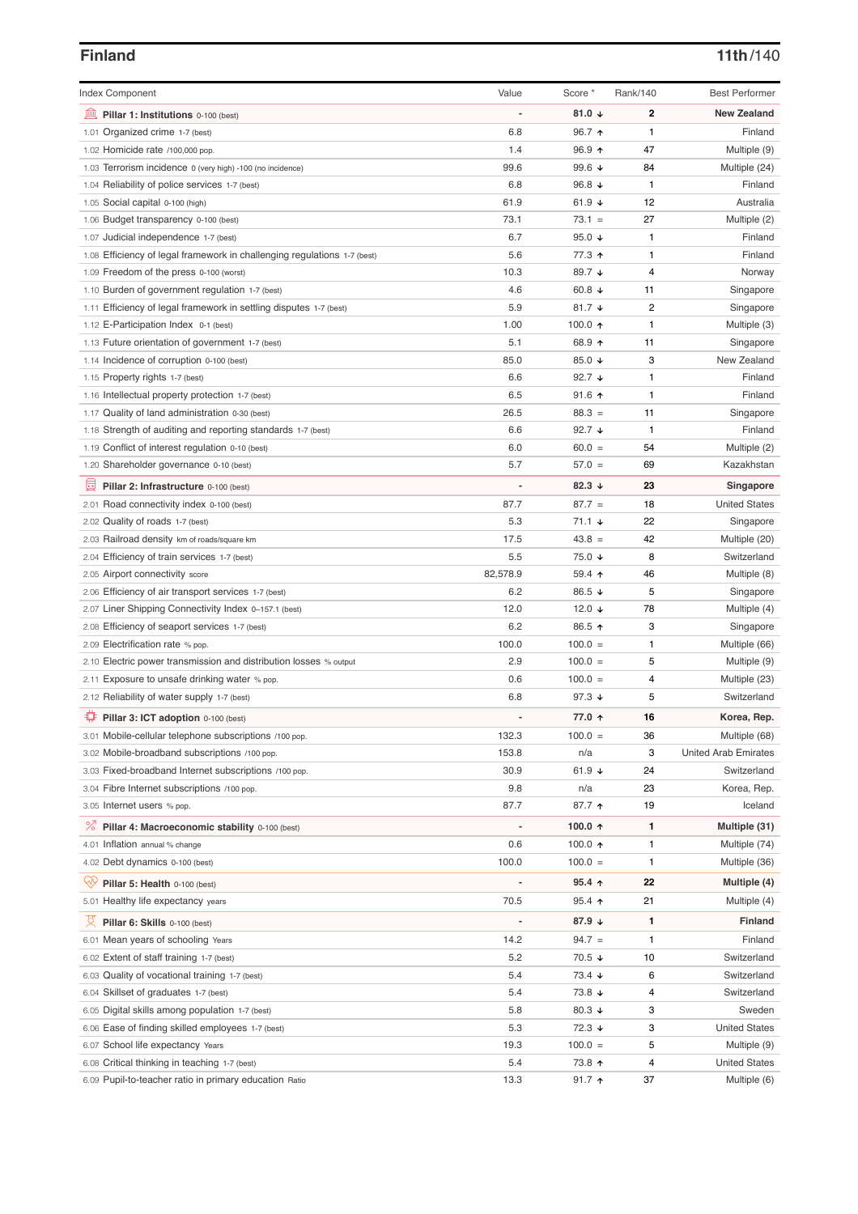## Finland

**11th/140**

| Index Component | Value | Score * | Rank/140 | Best Performer |
|---|---|---|---|---|
| **Pillar 1: Institutions** 0-100 (best) | - | **81.0 ↓** | **2** | **New Zealand** |
| 1.01 Organized crime 1-7 (best) | 6.8 | 96.7 ↑ | 1 | Finland |
| 1.02 Homicide rate /100,000 pop. | 1.4 | 96.9 ↑ | 47 | Multiple (9) |
| 1.03 Terrorism incidence 0 (very high) -100 (no incidence) | 99.6 | 99.6 ↓ | 84 | Multiple (24) |
| 1.04 Reliability of police services 1-7 (best) | 6.8 | 96.8 ↓ | 1 | Finland |
| 1.05 Social capital 0-100 (high) | 61.9 | 61.9 ↓ | 12 | Australia |
| 1.06 Budget transparency 0-100 (best) | 73.1 | 73.1 = | 27 | Multiple (2) |
| 1.07 Judicial independence 1-7 (best) | 6.7 | 95.0 ↓ | 1 | Finland |
| 1.08 Efficiency of legal framework in challenging regulations 1-7 (best) | 5.6 | 77.3 ↑ | 1 | Finland |
| 1.09 Freedom of the press 0-100 (worst) | 10.3 | 89.7 ↓ | 4 | Norway |
| 1.10 Burden of government regulation 1-7 (best) | 4.6 | 60.8 ↓ | 11 | Singapore |
| 1.11 Efficiency of legal framework in settling disputes 1-7 (best) | 5.9 | 81.7 ↓ | 2 | Singapore |
| 1.12 E-Participation Index 0-1 (best) | 1.00 | 100.0 ↑ | 1 | Multiple (3) |
| 1.13 Future orientation of government 1-7 (best) | 5.1 | 68.9 ↑ | 11 | Singapore |
| 1.14 Incidence of corruption 0-100 (best) | 85.0 | 85.0 ↓ | 3 | New Zealand |
| 1.15 Property rights 1-7 (best) | 6.6 | 92.7 ↓ | 1 | Finland |
| 1.16 Intellectual property protection 1-7 (best) | 6.5 | 91.6 ↑ | 1 | Finland |
| 1.17 Quality of land administration 0-30 (best) | 26.5 | 88.3 = | 11 | Singapore |
| 1.18 Strength of auditing and reporting standards 1-7 (best) | 6.6 | 92.7 ↓ | 1 | Finland |
| 1.19 Conflict of interest regulation 0-10 (best) | 6.0 | 60.0 = | 54 | Multiple (2) |
| 1.20 Shareholder governance 0-10 (best) | 5.7 | 57.0 = | 69 | Kazakhstan |
| **Pillar 2: Infrastructure** 0-100 (best) | - | **82.3 ↓** | **23** | **Singapore** |
| 2.01 Road connectivity index 0-100 (best) | 87.7 | 87.7 = | 18 | United States |
| 2.02 Quality of roads 1-7 (best) | 5.3 | 71.1 ↓ | 22 | Singapore |
| 2.03 Railroad density km of roads/square km | 17.5 | 43.8 = | 42 | Multiple (20) |
| 2.04 Efficiency of train services 1-7 (best) | 5.5 | 75.0 ↓ | 8 | Switzerland |
| 2.05 Airport connectivity score | 82,578.9 | 59.4 ↑ | 46 | Multiple (8) |
| 2.06 Efficiency of air transport services 1-7 (best) | 6.2 | 86.5 ↓ | 5 | Singapore |
| 2.07 Liner Shipping Connectivity Index 0–157.1 (best) | 12.0 | 12.0 ↓ | 78 | Multiple (4) |
| 2.08 Efficiency of seaport services 1-7 (best) | 6.2 | 86.5 ↑ | 3 | Singapore |
| 2.09 Electrification rate % pop. | 100.0 | 100.0 = | 1 | Multiple (66) |
| 2.10 Electric power transmission and distribution losses % output | 2.9 | 100.0 = | 5 | Multiple (9) |
| 2.11 Exposure to unsafe drinking water % pop. | 0.6 | 100.0 = | 4 | Multiple (23) |
| 2.12 Reliability of water supply 1-7 (best) | 6.8 | 97.3 ↓ | 5 | Switzerland |
| **Pillar 3: ICT adoption** 0-100 (best) | - | **77.0 ↑** | **16** | **Korea, Rep.** |
| 3.01 Mobile-cellular telephone subscriptions /100 pop. | 132.3 | 100.0 = | 36 | Multiple (68) |
| 3.02 Mobile-broadband subscriptions /100 pop. | 153.8 | n/a | 3 | United Arab Emirates |
| 3.03 Fixed-broadband Internet subscriptions /100 pop. | 30.9 | 61.9 ↓ | 24 | Switzerland |
| 3.04 Fibre Internet subscriptions /100 pop. | 9.8 | n/a | 23 | Korea, Rep. |
| 3.05 Internet users % pop. | 87.7 | 87.7 ↑ | 19 | Iceland |
| **Pillar 4: Macroeconomic stability** 0-100 (best) | - | **100.0 ↑** | **1** | **Multiple (31)** |
| 4.01 Inflation annual % change | 0.6 | 100.0 ↑ | 1 | Multiple (74) |
| 4.02 Debt dynamics 0-100 (best) | 100.0 | 100.0 = | 1 | Multiple (36) |
| **Pillar 5: Health** 0-100 (best) | - | **95.4 ↑** | **22** | **Multiple (4)** |
| 5.01 Healthy life expectancy years | 70.5 | 95.4 ↑ | 21 | Multiple (4) |
| **Pillar 6: Skills** 0-100 (best) | - | **87.9 ↓** | **1** | **Finland** |
| 6.01 Mean years of schooling Years | 14.2 | 94.7 = | 1 | Finland |
| 6.02 Extent of staff training 1-7 (best) | 5.2 | 70.5 ↓ | 10 | Switzerland |
| 6.03 Quality of vocational training 1-7 (best) | 5.4 | 73.4 ↓ | 6 | Switzerland |
| 6.04 Skillset of graduates 1-7 (best) | 5.4 | 73.8 ↓ | 4 | Switzerland |
| 6.05 Digital skills among population 1-7 (best) | 5.8 | 80.3 ↓ | 3 | Sweden |
| 6.06 Ease of finding skilled employees 1-7 (best) | 5.3 | 72.3 ↓ | 3 | United States |
| 6.07 School life expectancy Years | 19.3 | 100.0 = | 5 | Multiple (9) |
| 6.08 Critical thinking in teaching 1-7 (best) | 5.4 | 73.8 ↑ | 4 | United States |
| 6.09 Pupil-to-teacher ratio in primary education Ratio | 13.3 | 91.7 ↑ | 37 | Multiple (6) |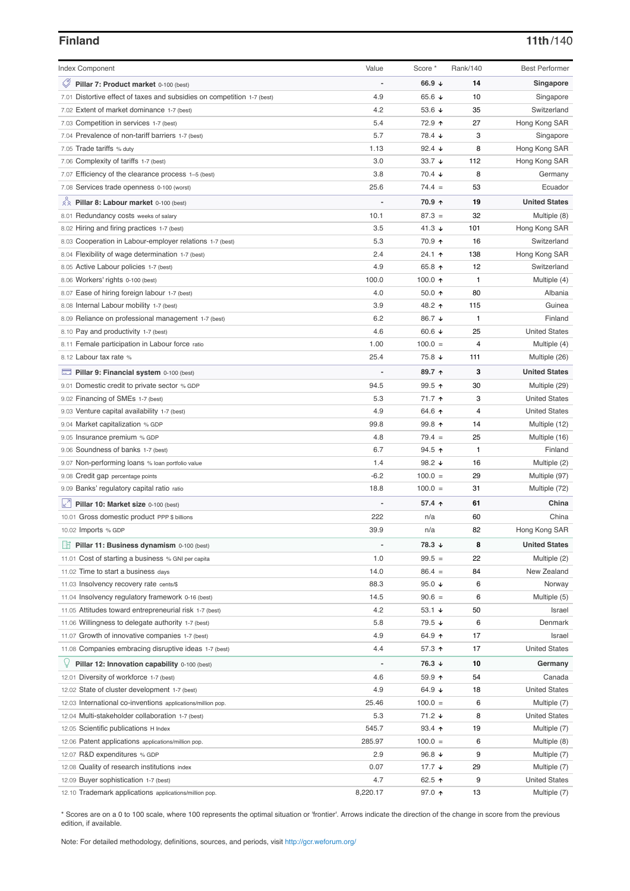## Finland

**11th**/140

| Index Component | Value | Score * | Rank/140 | Best Performer |
|---|---|---|---|---|
| **Pillar 7: Product market** 0-100 (best) | - | **66.9 ↓** | **14** | **Singapore** |
| 7.01 Distortive effect of taxes and subsidies on competition 1-7 (best) | 4.9 | 65.6 ↓ | 10 | Singapore |
| 7.02 Extent of market dominance 1-7 (best) | 4.2 | 53.6 ↓ | 35 | Switzerland |
| 7.03 Competition in services 1-7 (best) | 5.4 | 72.9 ↑ | 27 | Hong Kong SAR |
| 7.04 Prevalence of non-tariff barriers 1-7 (best) | 5.7 | 78.4 ↓ | 3 | Singapore |
| 7.05 Trade tariffs % duty | 1.13 | 92.4 ↓ | 8 | Hong Kong SAR |
| 7.06 Complexity of tariffs 1-7 (best) | 3.0 | 33.7 ↓ | 112 | Hong Kong SAR |
| 7.07 Efficiency of the clearance process 1–5 (best) | 3.8 | 70.4 ↓ | 8 | Germany |
| 7.08 Services trade openness 0-100 (worst) | 25.6 | 74.4 = | 53 | Ecuador |
| **Pillar 8: Labour market** 0-100 (best) | - | **70.9 ↑** | **19** | **United States** |
| 8.01 Redundancy costs weeks of salary | 10.1 | 87.3 = | 32 | Multiple (8) |
| 8.02 Hiring and firing practices 1-7 (best) | 3.5 | 41.3 ↓ | 101 | Hong Kong SAR |
| 8.03 Cooperation in Labour-employer relations 1-7 (best) | 5.3 | 70.9 ↑ | 16 | Switzerland |
| 8.04 Flexibility of wage determination 1-7 (best) | 2.4 | 24.1 ↑ | 138 | Hong Kong SAR |
| 8.05 Active Labour policies 1-7 (best) | 4.9 | 65.8 ↑ | 12 | Switzerland |
| 8.06 Workers' rights 0-100 (best) | 100.0 | 100.0 ↑ | 1 | Multiple (4) |
| 8.07 Ease of hiring foreign labour 1-7 (best) | 4.0 | 50.0 ↑ | 80 | Albania |
| 8.08 Internal Labour mobility 1-7 (best) | 3.9 | 48.2 ↑ | 115 | Guinea |
| 8.09 Reliance on professional management 1-7 (best) | 6.2 | 86.7 ↓ | 1 | Finland |
| 8.10 Pay and productivity 1-7 (best) | 4.6 | 60.6 ↓ | 25 | United States |
| 8.11 Female participation in Labour force ratio | 1.00 | 100.0 = | 4 | Multiple (4) |
| 8.12 Labour tax rate % | 25.4 | 75.8 ↓ | 111 | Multiple (26) |
| **Pillar 9: Financial system** 0-100 (best) | - | **89.7 ↑** | **3** | **United States** |
| 9.01 Domestic credit to private sector % GDP | 94.5 | 99.5 ↑ | 30 | Multiple (29) |
| 9.02 Financing of SMEs 1-7 (best) | 5.3 | 71.7 ↑ | 3 | United States |
| 9.03 Venture capital availability 1-7 (best) | 4.9 | 64.6 ↑ | 4 | United States |
| 9.04 Market capitalization % GDP | 99.8 | 99.8 ↑ | 14 | Multiple (12) |
| 9.05 Insurance premium % GDP | 4.8 | 79.4 = | 25 | Multiple (16) |
| 9.06 Soundness of banks 1-7 (best) | 6.7 | 94.5 ↑ | 1 | Finland |
| 9.07 Non-performing loans % loan portfolio value | 1.4 | 98.2 ↓ | 16 | Multiple (2) |
| 9.08 Credit gap percentage points | -6.2 | 100.0 = | 29 | Multiple (97) |
| 9.09 Banks' regulatory capital ratio ratio | 18.8 | 100.0 = | 31 | Multiple (72) |
| **Pillar 10: Market size** 0-100 (best) | - | **57.4 ↑** | **61** | **China** |
| 10.01 Gross domestic product PPP $ billions | 222 | n/a | 60 | China |
| 10.02 Imports % GDP | 39.9 | n/a | 82 | Hong Kong SAR |
| **Pillar 11: Business dynamism** 0-100 (best) | - | **78.3 ↓** | **8** | **United States** |
| 11.01 Cost of starting a business % GNI per capita | 1.0 | 99.5 = | 22 | Multiple (2) |
| 11.02 Time to start a business days | 14.0 | 86.4 = | 84 | New Zealand |
| 11.03 Insolvency recovery rate cents/$ | 88.3 | 95.0 ↓ | 6 | Norway |
| 11.04 Insolvency regulatory framework 0-16 (best) | 14.5 | 90.6 = | 6 | Multiple (5) |
| 11.05 Attitudes toward entrepreneurial risk 1-7 (best) | 4.2 | 53.1 ↓ | 50 | Israel |
| 11.06 Willingness to delegate authority 1-7 (best) | 5.8 | 79.5 ↓ | 6 | Denmark |
| 11.07 Growth of innovative companies 1-7 (best) | 4.9 | 64.9 ↑ | 17 | Israel |
| 11.08 Companies embracing disruptive ideas 1-7 (best) | 4.4 | 57.3 ↑ | 17 | United States |
| **Pillar 12: Innovation capability** 0-100 (best) | - | **76.3 ↓** | **10** | **Germany** |
| 12.01 Diversity of workforce 1-7 (best) | 4.6 | 59.9 ↑ | 54 | Canada |
| 12.02 State of cluster development 1-7 (best) | 4.9 | 64.9 ↓ | 18 | United States |
| 12.03 International co-inventions applications/million pop. | 25.46 | 100.0 = | 6 | Multiple (7) |
| 12.04 Multi-stakeholder collaboration 1-7 (best) | 5.3 | 71.2 ↓ | 8 | United States |
| 12.05 Scientific publications H Index | 545.7 | 93.4 ↑ | 19 | Multiple (7) |
| 12.06 Patent applications applications/million pop. | 285.97 | 100.0 = | 6 | Multiple (8) |
| 12.07 R&D expenditures % GDP | 2.9 | 96.8 ↓ | 9 | Multiple (7) |
| 12.08 Quality of research institutions index | 0.07 | 17.7 ↓ | 29 | Multiple (7) |
| 12.09 Buyer sophistication 1-7 (best) | 4.7 | 62.5 ↑ | 9 | United States |
| 12.10 Trademark applications applications/million pop. | 8,220.17 | 97.0 ↑ | 13 | Multiple (7) |

* Scores are on a 0 to 100 scale, where 100 represents the optimal situation or 'frontier'. Arrows indicate the direction of the change in score from the previous edition, if available.

Note: For detailed methodology, definitions, sources, and periods, visit http://gcr.weforum.org/